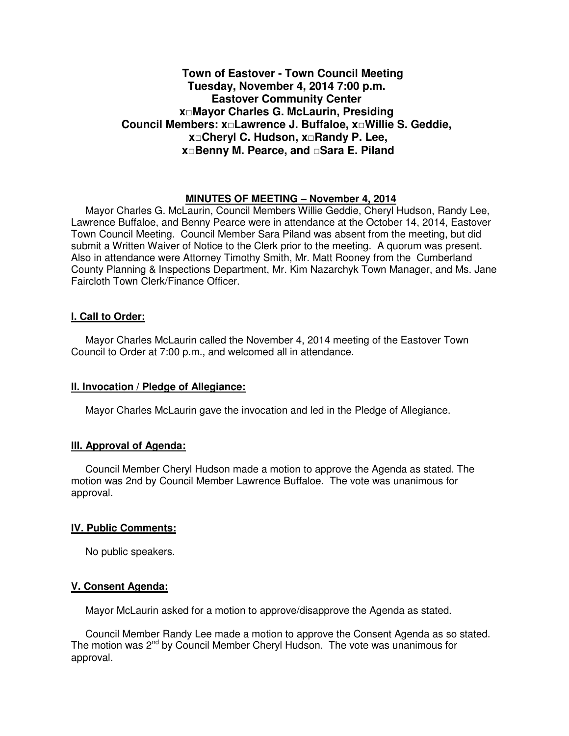**Town of Eastover - Town Council Meeting**
**Tuesday, November 4, 2014 7:00 p.m.**
**Eastover Community Center**
**x□Mayor Charles G. McLaurin, Presiding**
**Council Members: x□Lawrence J. Buffaloe, x□Willie S. Geddie,**
**x□Cheryl C. Hudson, x□Randy P. Lee,**
**x□Benny M. Pearce, and □Sara E. Piland**

**MINUTES OF MEETING – November 4, 2014**

Mayor Charles G. McLaurin, Council Members Willie Geddie, Cheryl Hudson, Randy Lee, Lawrence Buffaloe, and Benny Pearce were in attendance at the October 14, 2014, Eastover Town Council Meeting. Council Member Sara Piland was absent from the meeting, but did submit a Written Waiver of Notice to the Clerk prior to the meeting. A quorum was present. Also in attendance were Attorney Timothy Smith, Mr. Matt Rooney from the Cumberland County Planning & Inspections Department, Mr. Kim Nazarchyk Town Manager, and Ms. Jane Faircloth Town Clerk/Finance Officer.

## I. Call to Order:

Mayor Charles McLaurin called the November 4, 2014 meeting of the Eastover Town Council to Order at 7:00 p.m., and welcomed all in attendance.

## II. Invocation / Pledge of Allegiance:

Mayor Charles McLaurin gave the invocation and led in the Pledge of Allegiance.

## III. Approval of Agenda:

Council Member Cheryl Hudson made a motion to approve the Agenda as stated. The motion was 2nd by Council Member Lawrence Buffaloe. The vote was unanimous for approval.

## IV. Public Comments:

No public speakers.

## V. Consent Agenda:

Mayor McLaurin asked for a motion to approve/disapprove the Agenda as stated.

Council Member Randy Lee made a motion to approve the Consent Agenda as so stated. The motion was 2nd by Council Member Cheryl Hudson. The vote was unanimous for approval.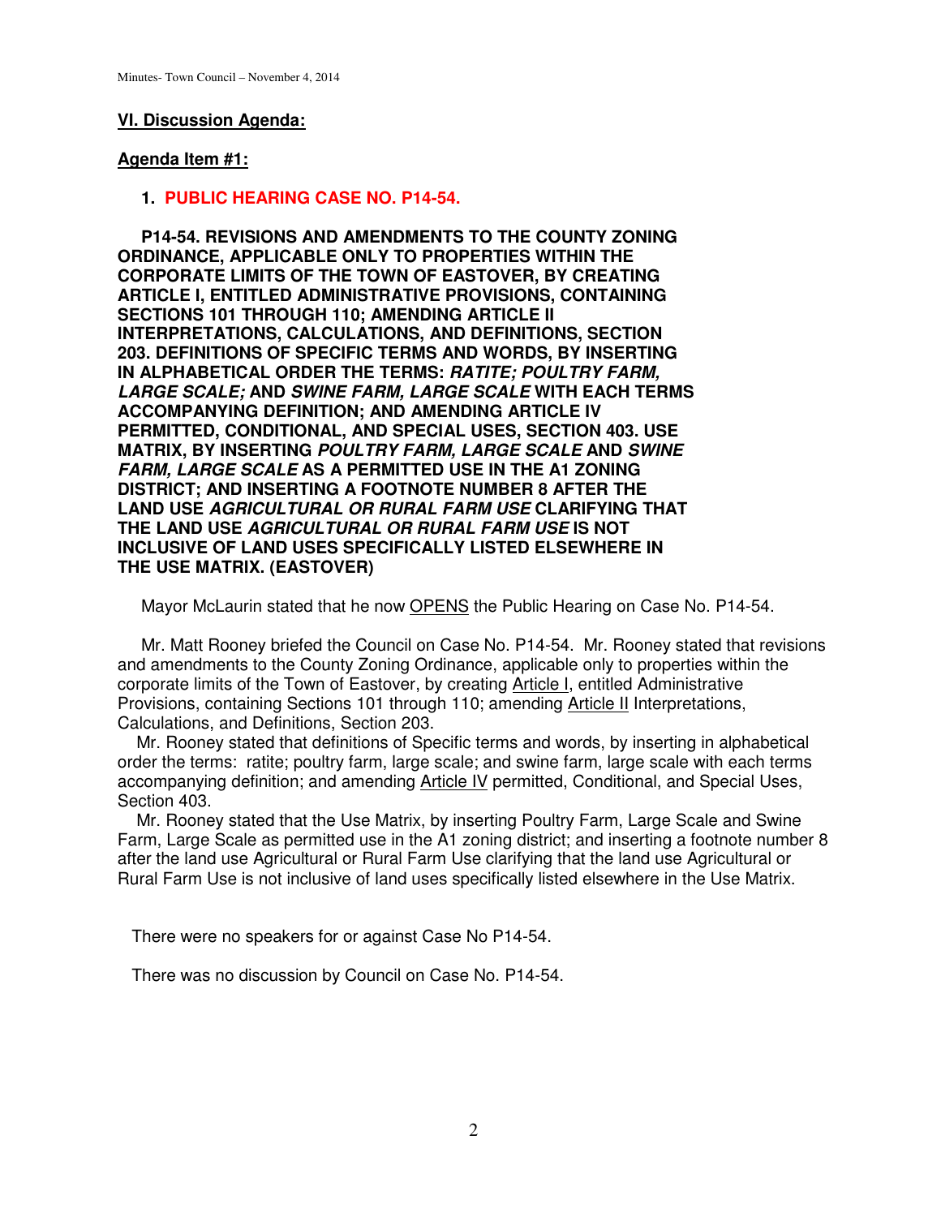## VI. Discussion Agenda:

### Agenda Item #1:

1. **PUBLIC HEARING CASE NO. P14-54.**

**P14-54. REVISIONS AND AMENDMENTS TO THE COUNTY ZONING ORDINANCE, APPLICABLE ONLY TO PROPERTIES WITHIN THE CORPORATE LIMITS OF THE TOWN OF EASTOVER, BY CREATING ARTICLE I, ENTITLED ADMINISTRATIVE PROVISIONS, CONTAINING SECTIONS 101 THROUGH 110; AMENDING ARTICLE II INTERPRETATIONS, CALCULATIONS, AND DEFINITIONS, SECTION 203. DEFINITIONS OF SPECIFIC TERMS AND WORDS, BY INSERTING IN ALPHABETICAL ORDER THE TERMS: *RATITE; POULTRY FARM, LARGE SCALE;* AND *SWINE FARM, LARGE SCALE* WITH EACH TERMS ACCOMPANYING DEFINITION; AND AMENDING ARTICLE IV PERMITTED, CONDITIONAL, AND SPECIAL USES, SECTION 403. USE MATRIX, BY INSERTING *POULTRY FARM, LARGE SCALE* AND *SWINE FARM, LARGE SCALE* AS A PERMITTED USE IN THE A1 ZONING DISTRICT; AND INSERTING A FOOTNOTE NUMBER 8 AFTER THE LAND USE *AGRICULTURAL OR RURAL FARM USE* CLARIFYING THAT THE LAND USE *AGRICULTURAL OR RURAL FARM USE* IS NOT INCLUSIVE OF LAND USES SPECIFICALLY LISTED ELSEWHERE IN THE USE MATRIX. (EASTOVER)**

Mayor McLaurin stated that he now OPENS the Public Hearing on Case No. P14-54.

Mr. Matt Rooney briefed the Council on Case No. P14-54. Mr. Rooney stated that revisions and amendments to the County Zoning Ordinance, applicable only to properties within the corporate limits of the Town of Eastover, by creating Article I, entitled Administrative Provisions, containing Sections 101 through 110; amending Article II Interpretations, Calculations, and Definitions, Section 203.

Mr. Rooney stated that definitions of Specific terms and words, by inserting in alphabetical order the terms: ratite; poultry farm, large scale; and swine farm, large scale with each terms accompanying definition; and amending Article IV permitted, Conditional, and Special Uses, Section 403.

Mr. Rooney stated that the Use Matrix, by inserting Poultry Farm, Large Scale and Swine Farm, Large Scale as permitted use in the A1 zoning district; and inserting a footnote number 8 after the land use Agricultural or Rural Farm Use clarifying that the land use Agricultural or Rural Farm Use is not inclusive of land uses specifically listed elsewhere in the Use Matrix.

There were no speakers for or against Case No P14-54.

There was no discussion by Council on Case No. P14-54.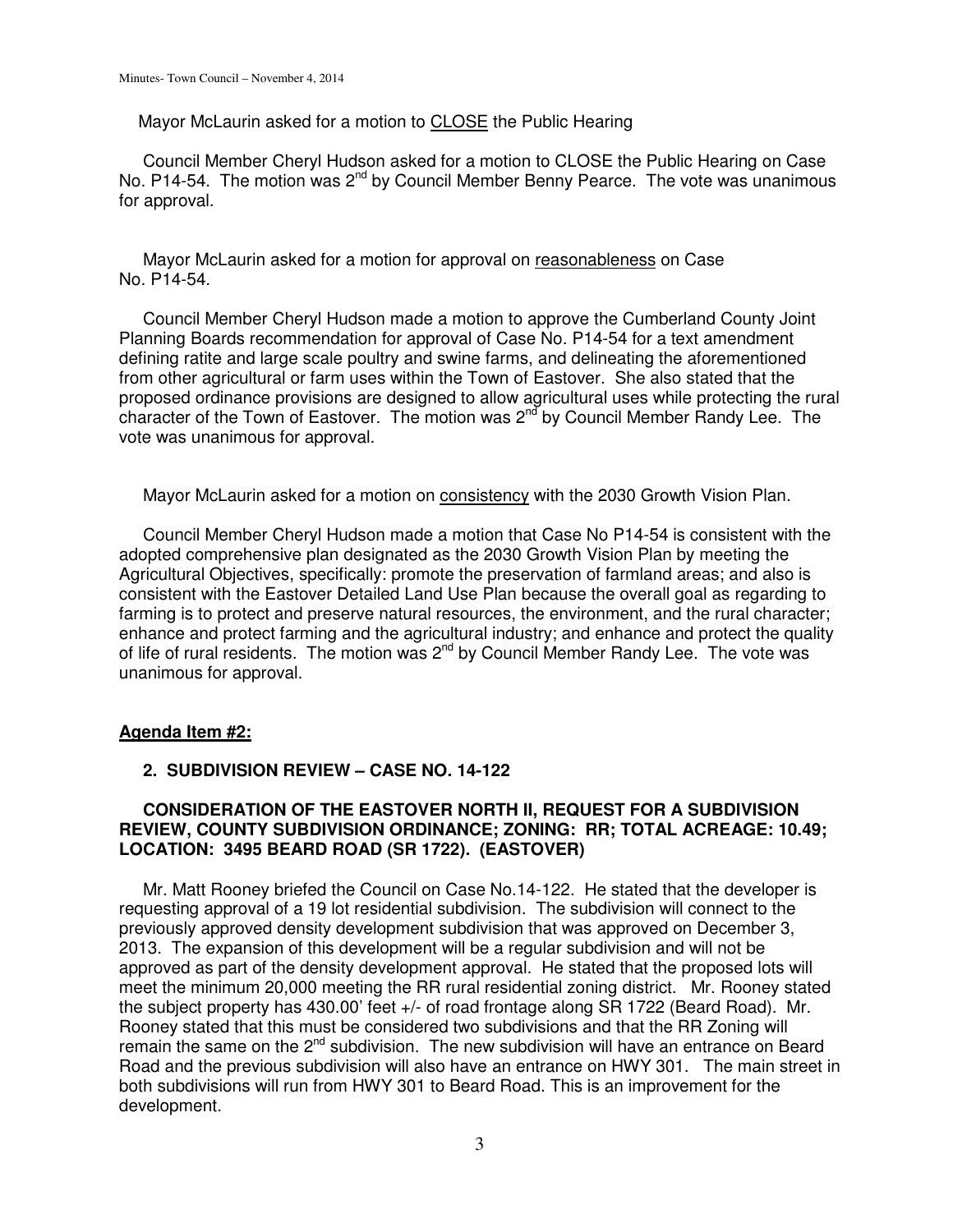Mayor McLaurin asked for a motion to CLOSE the Public Hearing

Council Member Cheryl Hudson asked for a motion to CLOSE the Public Hearing on Case No. P14-54. The motion was 2nd by Council Member Benny Pearce. The vote was unanimous for approval.

Mayor McLaurin asked for a motion for approval on reasonableness on Case No. P14-54.

Council Member Cheryl Hudson made a motion to approve the Cumberland County Joint Planning Boards recommendation for approval of Case No. P14-54 for a text amendment defining ratite and large scale poultry and swine farms, and delineating the aforementioned from other agricultural or farm uses within the Town of Eastover. She also stated that the proposed ordinance provisions are designed to allow agricultural uses while protecting the rural character of the Town of Eastover. The motion was 2nd by Council Member Randy Lee. The vote was unanimous for approval.

Mayor McLaurin asked for a motion on consistency with the 2030 Growth Vision Plan.

Council Member Cheryl Hudson made a motion that Case No P14-54 is consistent with the adopted comprehensive plan designated as the 2030 Growth Vision Plan by meeting the Agricultural Objectives, specifically: promote the preservation of farmland areas; and also is consistent with the Eastover Detailed Land Use Plan because the overall goal as regarding to farming is to protect and preserve natural resources, the environment, and the rural character; enhance and protect farming and the agricultural industry; and enhance and protect the quality of life of rural residents. The motion was 2nd by Council Member Randy Lee. The vote was unanimous for approval.

**Agenda Item #2:**

**2. SUBDIVISION REVIEW – CASE NO. 14-122**

**CONSIDERATION OF THE EASTOVER NORTH II, REQUEST FOR A SUBDIVISION REVIEW, COUNTY SUBDIVISION ORDINANCE; ZONING: RR; TOTAL ACREAGE: 10.49; LOCATION: 3495 BEARD ROAD (SR 1722). (EASTOVER)**

Mr. Matt Rooney briefed the Council on Case No.14-122. He stated that the developer is requesting approval of a 19 lot residential subdivision. The subdivision will connect to the previously approved density development subdivision that was approved on December 3, 2013. The expansion of this development will be a regular subdivision and will not be approved as part of the density development approval. He stated that the proposed lots will meet the minimum 20,000 meeting the RR rural residential zoning district. Mr. Rooney stated the subject property has 430.00' feet +/- of road frontage along SR 1722 (Beard Road). Mr. Rooney stated that this must be considered two subdivisions and that the RR Zoning will remain the same on the 2nd subdivision. The new subdivision will have an entrance on Beard Road and the previous subdivision will also have an entrance on HWY 301. The main street in both subdivisions will run from HWY 301 to Beard Road. This is an improvement for the development.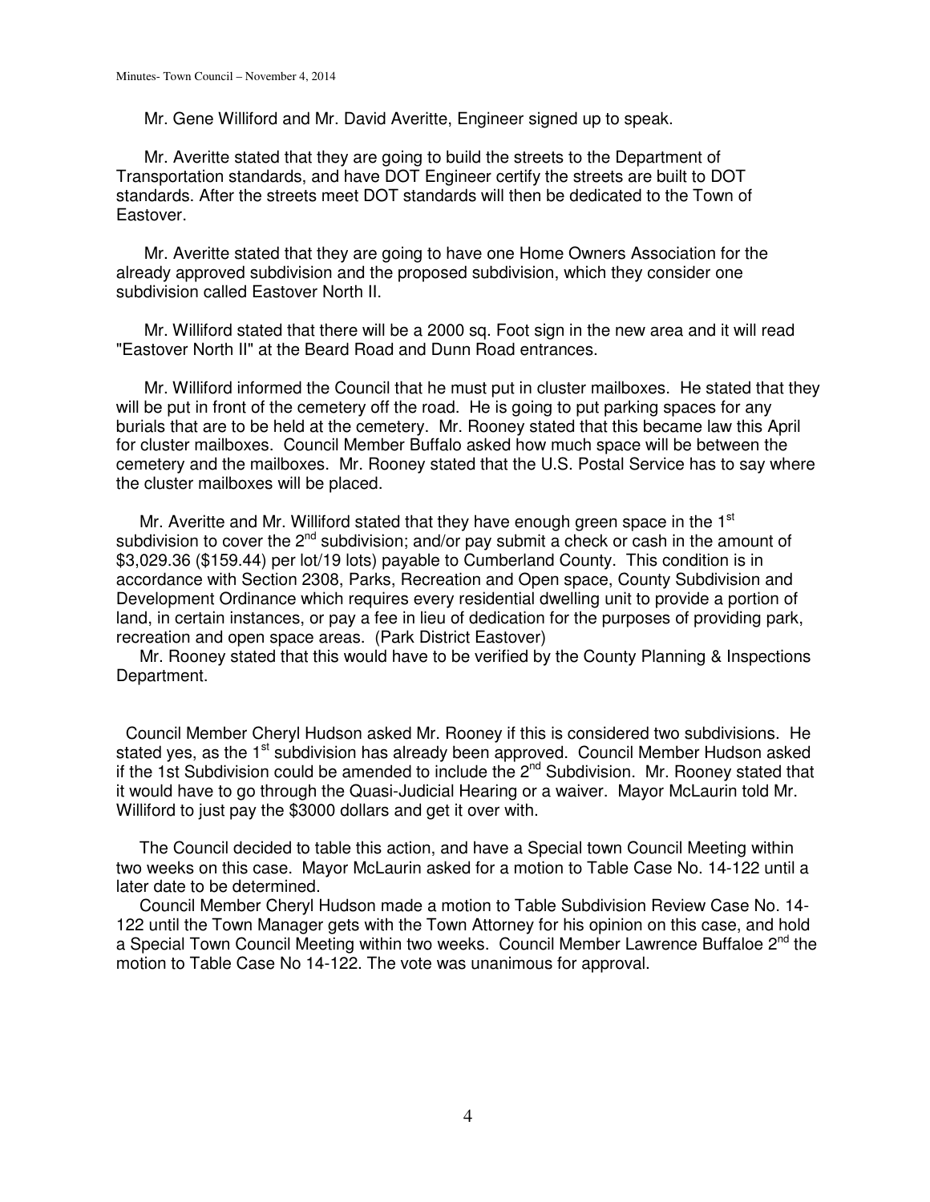Mr. Gene Williford and Mr. David Averitte, Engineer signed up to speak.

Mr. Averitte stated that they are going to build the streets to the Department of Transportation standards, and have DOT Engineer certify the streets are built to DOT standards. After the streets meet DOT standards will then be dedicated to the Town of Eastover.

Mr. Averitte stated that they are going to have one Home Owners Association for the already approved subdivision and the proposed subdivision, which they consider one subdivision called Eastover North II.

Mr. Williford stated that there will be a 2000 sq. Foot sign in the new area and it will read "Eastover North II" at the Beard Road and Dunn Road entrances.

Mr. Williford informed the Council that he must put in cluster mailboxes. He stated that they will be put in front of the cemetery off the road. He is going to put parking spaces for any burials that are to be held at the cemetery. Mr. Rooney stated that this became law this April for cluster mailboxes. Council Member Buffalo asked how much space will be between the cemetery and the mailboxes. Mr. Rooney stated that the U.S. Postal Service has to say where the cluster mailboxes will be placed.

Mr. Averitte and Mr. Williford stated that they have enough green space in the 1st subdivision to cover the 2nd subdivision; and/or pay submit a check or cash in the amount of $3,029.36 ($159.44) per lot/19 lots) payable to Cumberland County. This condition is in accordance with Section 2308, Parks, Recreation and Open space, County Subdivision and Development Ordinance which requires every residential dwelling unit to provide a portion of land, in certain instances, or pay a fee in lieu of dedication for the purposes of providing park, recreation and open space areas. (Park District Eastover)

Mr. Rooney stated that this would have to be verified by the County Planning & Inspections Department.

Council Member Cheryl Hudson asked Mr. Rooney if this is considered two subdivisions. He stated yes, as the 1st subdivision has already been approved. Council Member Hudson asked if the 1st Subdivision could be amended to include the 2nd Subdivision. Mr. Rooney stated that it would have to go through the Quasi-Judicial Hearing or a waiver. Mayor McLaurin told Mr. Williford to just pay the $3000 dollars and get it over with.

The Council decided to table this action, and have a Special town Council Meeting within two weeks on this case. Mayor McLaurin asked for a motion to Table Case No. 14-122 until a later date to be determined.

Council Member Cheryl Hudson made a motion to Table Subdivision Review Case No. 14-122 until the Town Manager gets with the Town Attorney for his opinion on this case, and hold a Special Town Council Meeting within two weeks. Council Member Lawrence Buffaloe 2nd the motion to Table Case No 14-122. The vote was unanimous for approval.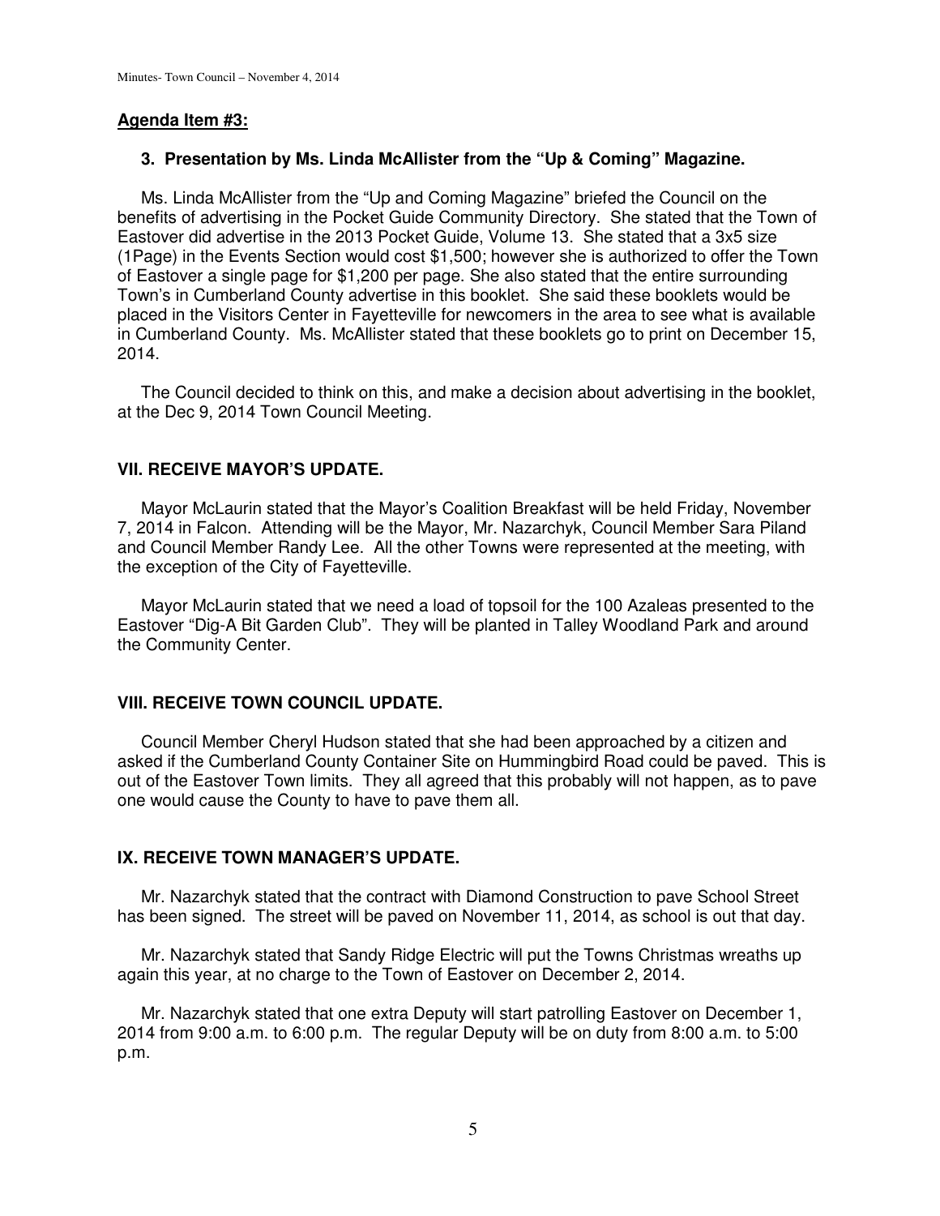**Agenda Item #3:**

### 3. Presentation by Ms. Linda McAllister from the "Up & Coming" Magazine.

Ms. Linda McAllister from the "Up and Coming Magazine" briefed the Council on the benefits of advertising in the Pocket Guide Community Directory. She stated that the Town of Eastover did advertise in the 2013 Pocket Guide, Volume 13. She stated that a 3x5 size (1Page) in the Events Section would cost $1,500; however she is authorized to offer the Town of Eastover a single page for $1,200 per page. She also stated that the entire surrounding Town's in Cumberland County advertise in this booklet. She said these booklets would be placed in the Visitors Center in Fayetteville for newcomers in the area to see what is available in Cumberland County. Ms. McAllister stated that these booklets go to print on December 15, 2014.

The Council decided to think on this, and make a decision about advertising in the booklet, at the Dec 9, 2014 Town Council Meeting.

## VII. RECEIVE MAYOR'S UPDATE.

Mayor McLaurin stated that the Mayor's Coalition Breakfast will be held Friday, November 7, 2014 in Falcon. Attending will be the Mayor, Mr. Nazarchyk, Council Member Sara Piland and Council Member Randy Lee. All the other Towns were represented at the meeting, with the exception of the City of Fayetteville.

Mayor McLaurin stated that we need a load of topsoil for the 100 Azaleas presented to the Eastover "Dig-A Bit Garden Club". They will be planted in Talley Woodland Park and around the Community Center.

## VIII. RECEIVE TOWN COUNCIL UPDATE.

Council Member Cheryl Hudson stated that she had been approached by a citizen and asked if the Cumberland County Container Site on Hummingbird Road could be paved. This is out of the Eastover Town limits. They all agreed that this probably will not happen, as to pave one would cause the County to have to pave them all.

## IX. RECEIVE TOWN MANAGER'S UPDATE.

Mr. Nazarchyk stated that the contract with Diamond Construction to pave School Street has been signed. The street will be paved on November 11, 2014, as school is out that day.

Mr. Nazarchyk stated that Sandy Ridge Electric will put the Towns Christmas wreaths up again this year, at no charge to the Town of Eastover on December 2, 2014.

Mr. Nazarchyk stated that one extra Deputy will start patrolling Eastover on December 1, 2014 from 9:00 a.m. to 6:00 p.m. The regular Deputy will be on duty from 8:00 a.m. to 5:00 p.m.